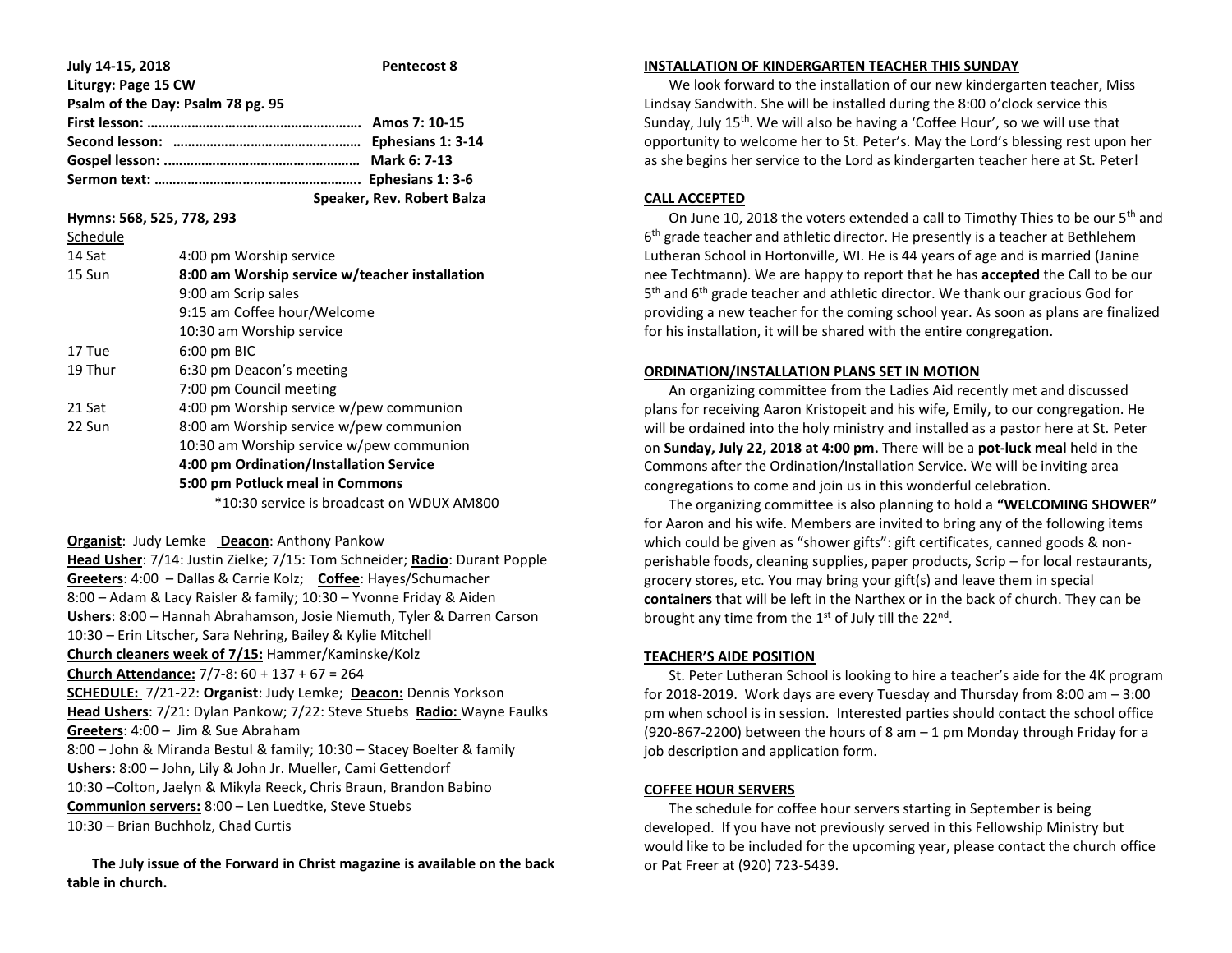**July 14-15, 2018 Pentecost 8**

**Liturgy: Page 15 CW**

**Psalm of the Day: Psalm 78 pg. 95**

**First lesson: ………………………………………………… Amos 7: 10-15**

**Second lesson: ………………………………………… Ephesians 1: 3-14**

**Gospel lesson: ............................................... Mark 6: 7-13**

**Sermon text: ……………………………………………… Ephesians 1: 3-6**

**Speaker, Rev. Robert Balza**

**Hymns: 568, 525, 778, 293**

Schedule

| | |
|---|---|
| 14 Sat | 4:00 pm Worship service |
| 15 Sun | **8:00 am Worship service w/teacher installation** |
| | 9:00 am Scrip sales |
| | 9:15 am Coffee hour/Welcome |
| | 10:30 am Worship service |
| 17 Tue | 6:00 pm BIC |
| 19 Thur | 6:30 pm Deacon's meeting |
| | 7:00 pm Council meeting |
| 21 Sat | 4:00 pm Worship service w/pew communion |
| 22 Sun | 8:00 am Worship service w/pew communion |
| | 10:30 am Worship service w/pew communion |
| | **4:00 pm Ordination/Installation Service** |
| | **5:00 pm Potluck meal in Commons** |
| | *10:30 service is broadcast on WDUX AM800 |

**Organist**: Judy Lemke **Deacon**: Anthony Pankow
**Head Usher**: 7/14: Justin Zielke; 7/15: Tom Schneider; **Radio**: Durant Popple
**Greeters**: 4:00 – Dallas & Carrie Kolz; **Coffee**: Hayes/Schumacher
8:00 – Adam & Lacy Raisler & family; 10:30 – Yvonne Friday & Aiden
**Ushers**: 8:00 – Hannah Abrahamson, Josie Niemuth, Tyler & Darren Carson
10:30 – Erin Litscher, Sara Nehring, Bailey & Kylie Mitchell
**Church cleaners week of 7/15:** Hammer/Kaminske/Kolz
**Church Attendance:** 7/7-8: 60 + 137 + 67 = 264
**SCHEDULE:** 7/21-22: **Organist**: Judy Lemke; **Deacon:** Dennis Yorkson
**Head Ushers**: 7/21: Dylan Pankow; 7/22: Steve Stuebs **Radio:** Wayne Faulks
**Greeters**: 4:00 – Jim & Sue Abraham
8:00 – John & Miranda Bestul & family; 10:30 – Stacey Boelter & family
**Ushers:** 8:00 – John, Lily & John Jr. Mueller, Cami Gettendorf
10:30 –Colton, Jaelyn & Mikyla Reeck, Chris Braun, Brandon Babino
**Communion servers:** 8:00 – Len Luedtke, Steve Stuebs
10:30 – Brian Buchholz, Chad Curtis

**The July issue of the Forward in Christ magazine is available on the back table in church.**

## INSTALLATION OF KINDERGARTEN TEACHER THIS SUNDAY

We look forward to the installation of our new kindergarten teacher, Miss Lindsay Sandwith. She will be installed during the 8:00 o'clock service this Sunday, July 15th. We will also be having a 'Coffee Hour', so we will use that opportunity to welcome her to St. Peter's. May the Lord's blessing rest upon her as she begins her service to the Lord as kindergarten teacher here at St. Peter!

## CALL ACCEPTED

On June 10, 2018 the voters extended a call to Timothy Thies to be our 5th and 6th grade teacher and athletic director. He presently is a teacher at Bethlehem Lutheran School in Hortonville, WI. He is 44 years of age and is married (Janine nee Techtmann). We are happy to report that he has **accepted** the Call to be our 5th and 6th grade teacher and athletic director. We thank our gracious God for providing a new teacher for the coming school year. As soon as plans are finalized for his installation, it will be shared with the entire congregation.

## ORDINATION/INSTALLATION PLANS SET IN MOTION

An organizing committee from the Ladies Aid recently met and discussed plans for receiving Aaron Kristopeit and his wife, Emily, to our congregation. He will be ordained into the holy ministry and installed as a pastor here at St. Peter on **Sunday, July 22, 2018 at 4:00 pm.** There will be a **pot-luck meal** held in the Commons after the Ordination/Installation Service. We will be inviting area congregations to come and join us in this wonderful celebration.

The organizing committee is also planning to hold a **"WELCOMING SHOWER"** for Aaron and his wife. Members are invited to bring any of the following items which could be given as "shower gifts": gift certificates, canned goods & non-perishable foods, cleaning supplies, paper products, Scrip – for local restaurants, grocery stores, etc. You may bring your gift(s) and leave them in special **containers** that will be left in the Narthex or in the back of church. They can be brought any time from the 1st of July till the 22nd.

## TEACHER'S AIDE POSITION

St. Peter Lutheran School is looking to hire a teacher's aide for the 4K program for 2018-2019. Work days are every Tuesday and Thursday from 8:00 am – 3:00 pm when school is in session. Interested parties should contact the school office (920-867-2200) between the hours of 8 am – 1 pm Monday through Friday for a job description and application form.

## COFFEE HOUR SERVERS

The schedule for coffee hour servers starting in September is being developed. If you have not previously served in this Fellowship Ministry but would like to be included for the upcoming year, please contact the church office or Pat Freer at (920) 723-5439.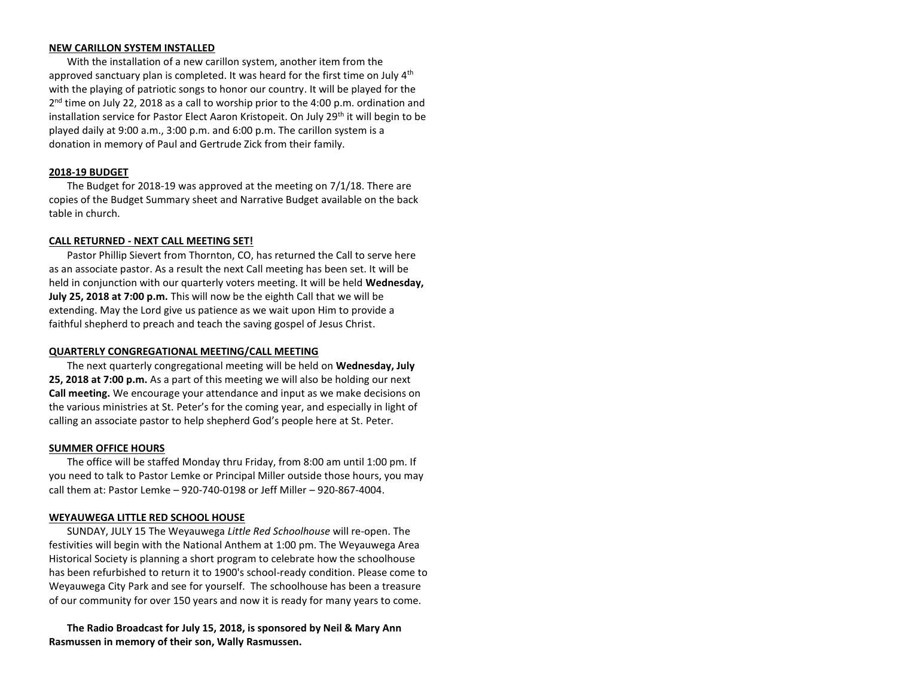**NEW CARILLON SYSTEM INSTALLED**

With the installation of a new carillon system, another item from the approved sanctuary plan is completed. It was heard for the first time on July 4th with the playing of patriotic songs to honor our country. It will be played for the 2nd time on July 22, 2018 as a call to worship prior to the 4:00 p.m. ordination and installation service for Pastor Elect Aaron Kristopeit. On July 29th it will begin to be played daily at 9:00 a.m., 3:00 p.m. and 6:00 p.m. The carillon system is a donation in memory of Paul and Gertrude Zick from their family.

**2018-19 BUDGET**

The Budget for 2018-19 was approved at the meeting on 7/1/18. There are copies of the Budget Summary sheet and Narrative Budget available on the back table in church.

**CALL RETURNED - NEXT CALL MEETING SET!**

Pastor Phillip Sievert from Thornton, CO, has returned the Call to serve here as an associate pastor. As a result the next Call meeting has been set. It will be held in conjunction with our quarterly voters meeting. It will be held **Wednesday, July 25, 2018 at 7:00 p.m.** This will now be the eighth Call that we will be extending. May the Lord give us patience as we wait upon Him to provide a faithful shepherd to preach and teach the saving gospel of Jesus Christ.

**QUARTERLY CONGREGATIONAL MEETING/CALL MEETING**

The next quarterly congregational meeting will be held on **Wednesday, July 25, 2018 at 7:00 p.m.** As a part of this meeting we will also be holding our next **Call meeting.** We encourage your attendance and input as we make decisions on the various ministries at St. Peter's for the coming year, and especially in light of calling an associate pastor to help shepherd God's people here at St. Peter.

**SUMMER OFFICE HOURS**

The office will be staffed Monday thru Friday, from 8:00 am until 1:00 pm. If you need to talk to Pastor Lemke or Principal Miller outside those hours, you may call them at: Pastor Lemke – 920-740-0198 or Jeff Miller – 920-867-4004.

**WEYAUWEGA LITTLE RED SCHOOL HOUSE**

SUNDAY, JULY 15 The Weyauwega *Little Red Schoolhouse* will re-open. The festivities will begin with the National Anthem at 1:00 pm. The Weyauwega Area Historical Society is planning a short program to celebrate how the schoolhouse has been refurbished to return it to 1900's school-ready condition. Please come to Weyauwega City Park and see for yourself. The schoolhouse has been a treasure of our community for over 150 years and now it is ready for many years to come.

**The Radio Broadcast for July 15, 2018, is sponsored by Neil & Mary Ann Rasmussen in memory of their son, Wally Rasmussen.**